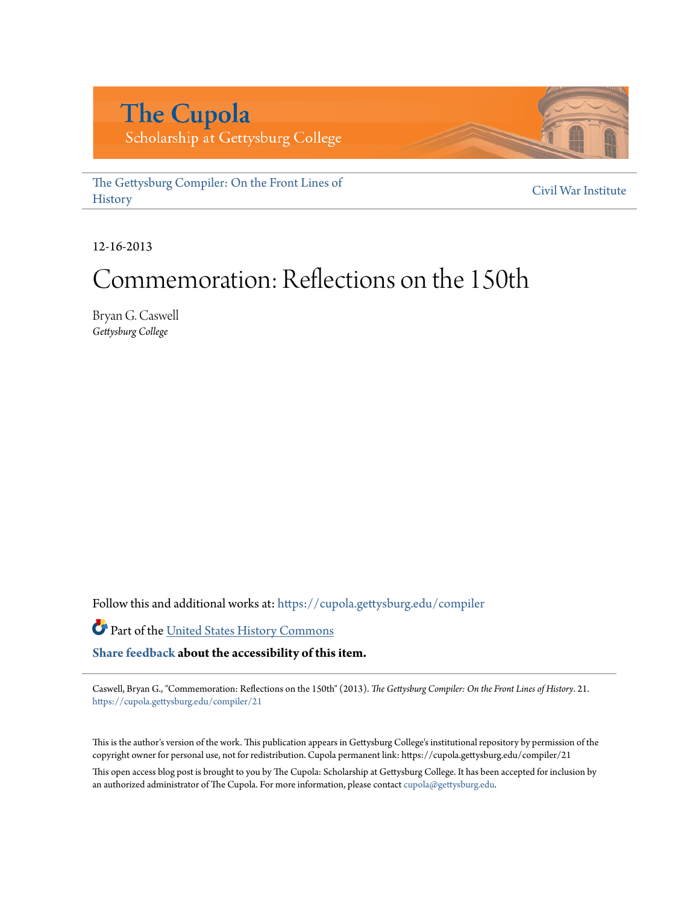The Cupola
Scholarship at Gettysburg College

The Gettysburg Compiler: On the Front Lines of History

Civil War Institute

12-16-2013

# Commemoration: Reflections on the 150th

Bryan G. Caswell
*Gettysburg College*

Follow this and additional works at: https://cupola.gettysburg.edu/compiler

Part of the United States History Commons

**Share feedback about the accessibility of this item.**

Caswell, Bryan G., "Commemoration: Reflections on the 150th" (2013). *The Gettysburg Compiler: On the Front Lines of History*. 21.
https://cupola.gettysburg.edu/compiler/21

This is the author's version of the work. This publication appears in Gettysburg College's institutional repository by permission of the copyright owner for personal use, not for redistribution. Cupola permanent link: https://cupola.gettysburg.edu/compiler/21

This open access blog post is brought to you by The Cupola: Scholarship at Gettysburg College. It has been accepted for inclusion by an authorized administrator of The Cupola. For more information, please contact cupola@gettysburg.edu.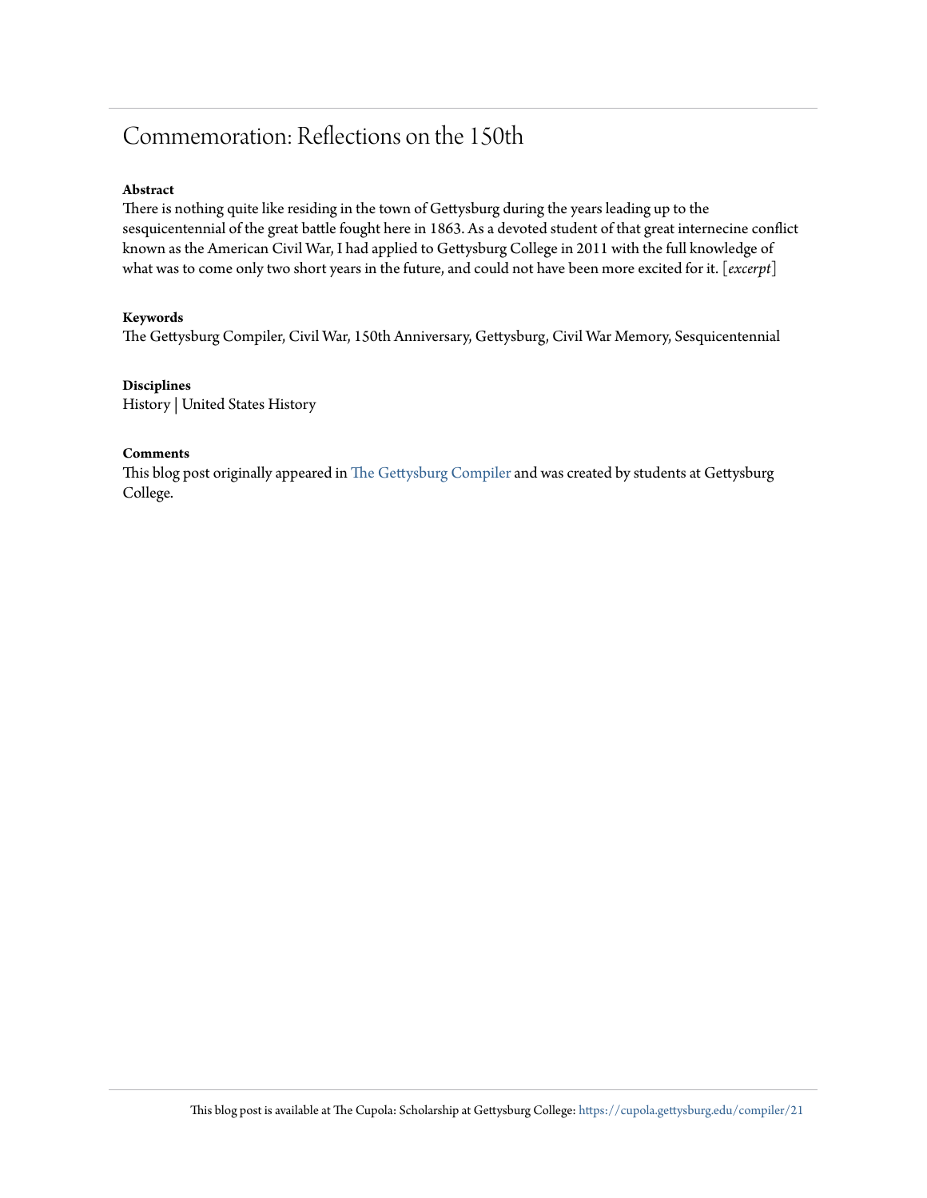# Commemoration: Reflections on the 150th

**Abstract**

There is nothing quite like residing in the town of Gettysburg during the years leading up to the sesquicentennial of the great battle fought here in 1863. As a devoted student of that great internecine conflict known as the American Civil War, I had applied to Gettysburg College in 2011 with the full knowledge of what was to come only two short years in the future, and could not have been more excited for it. [*excerpt*]

**Keywords**

The Gettysburg Compiler, Civil War, 150th Anniversary, Gettysburg, Civil War Memory, Sesquicentennial

**Disciplines**

History | United States History

**Comments**

This blog post originally appeared in The Gettysburg Compiler and was created by students at Gettysburg College.

This blog post is available at The Cupola: Scholarship at Gettysburg College: https://cupola.gettysburg.edu/compiler/21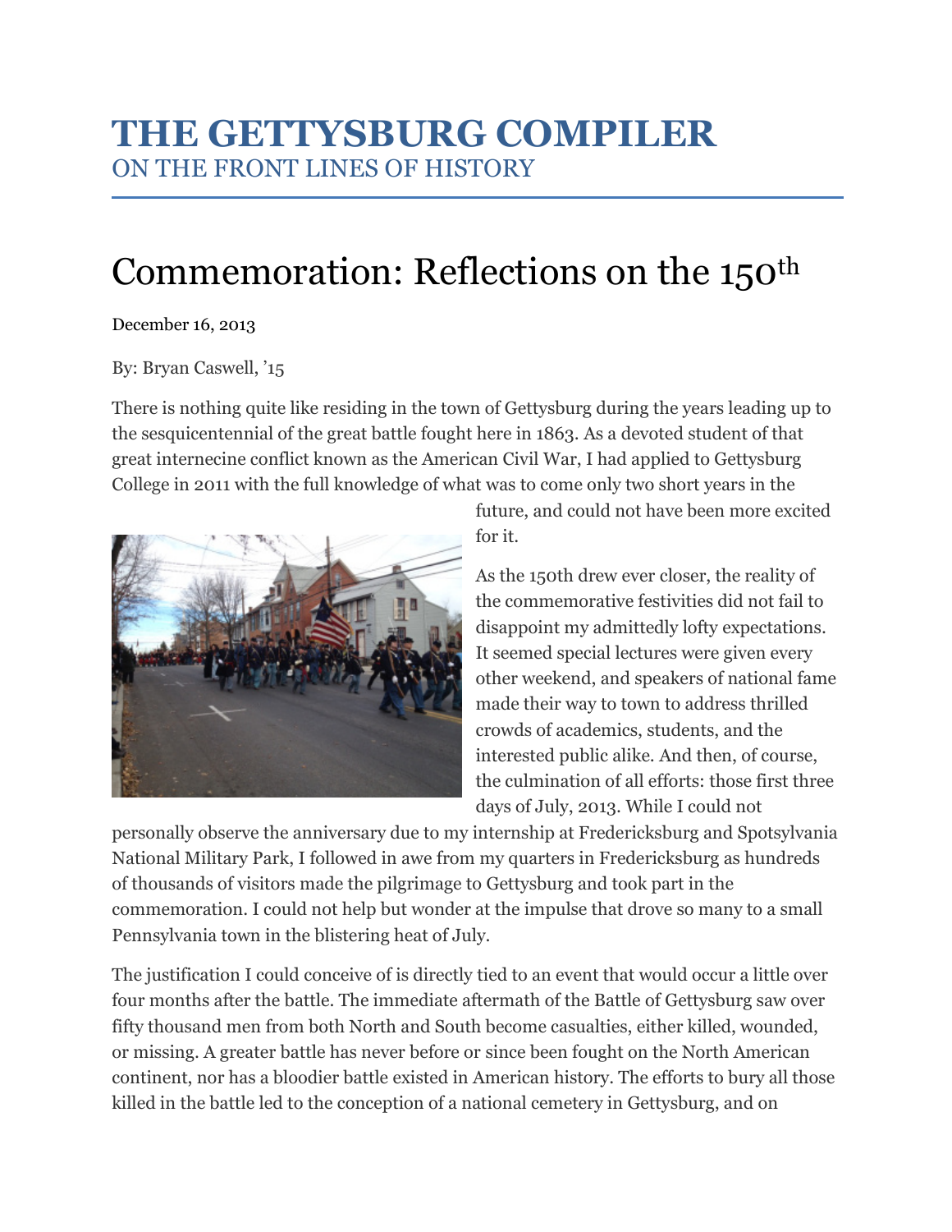# THE GETTYSBURG COMPILER

ON THE FRONT LINES OF HISTORY

# Commemoration: Reflections on the 150th

December 16, 2013

By: Bryan Caswell, '15

There is nothing quite like residing in the town of Gettysburg during the years leading up to the sesquicentennial of the great battle fought here in 1863. As a devoted student of that great internecine conflict known as the American Civil War, I had applied to Gettysburg College in 2011 with the full knowledge of what was to come only two short years in the future, and could not have been more excited for it.

As the 150th drew ever closer, the reality of the commemorative festivities did not fail to disappoint my admittedly lofty expectations. It seemed special lectures were given every other weekend, and speakers of national fame made their way to town to address thrilled crowds of academics, students, and the interested public alike. And then, of course, the culmination of all efforts: those first three days of July, 2013. While I could not personally observe the anniversary due to my internship at Fredericksburg and Spotsylvania National Military Park, I followed in awe from my quarters in Fredericksburg as hundreds of thousands of visitors made the pilgrimage to Gettysburg and took part in the commemoration. I could not help but wonder at the impulse that drove so many to a small Pennsylvania town in the blistering heat of July.

The justification I could conceive of is directly tied to an event that would occur a little over four months after the battle. The immediate aftermath of the Battle of Gettysburg saw over fifty thousand men from both North and South become casualties, either killed, wounded, or missing. A greater battle has never before or since been fought on the North American continent, nor has a bloodier battle existed in American history. The efforts to bury all those killed in the battle led to the conception of a national cemetery in Gettysburg, and on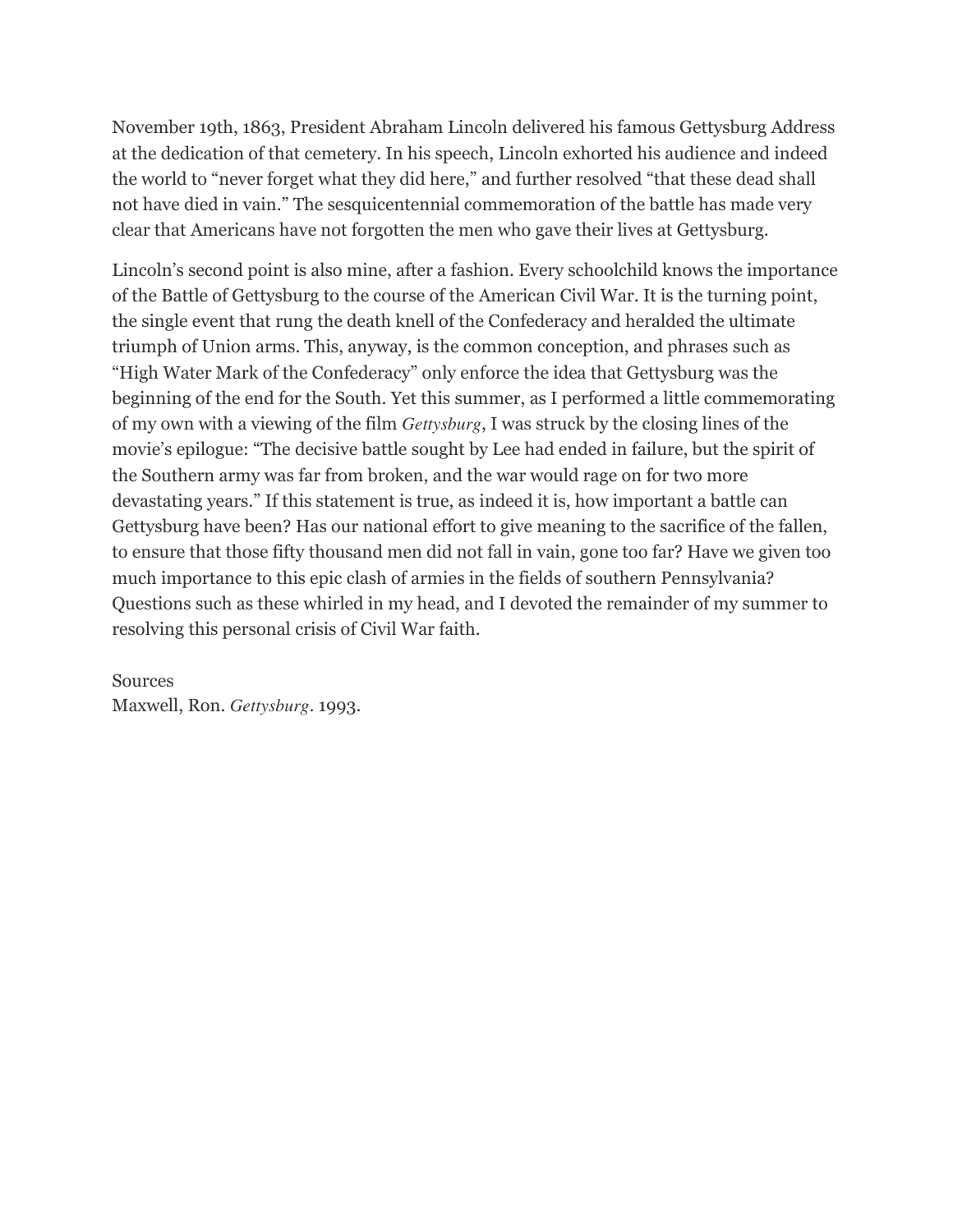November 19th, 1863, President Abraham Lincoln delivered his famous Gettysburg Address at the dedication of that cemetery. In his speech, Lincoln exhorted his audience and indeed the world to "never forget what they did here," and further resolved "that these dead shall not have died in vain." The sesquicentennial commemoration of the battle has made very clear that Americans have not forgotten the men who gave their lives at Gettysburg.

Lincoln's second point is also mine, after a fashion. Every schoolchild knows the importance of the Battle of Gettysburg to the course of the American Civil War. It is the turning point, the single event that rung the death knell of the Confederacy and heralded the ultimate triumph of Union arms. This, anyway, is the common conception, and phrases such as "High Water Mark of the Confederacy" only enforce the idea that Gettysburg was the beginning of the end for the South. Yet this summer, as I performed a little commemorating of my own with a viewing of the film *Gettysburg*, I was struck by the closing lines of the movie's epilogue: "The decisive battle sought by Lee had ended in failure, but the spirit of the Southern army was far from broken, and the war would rage on for two more devastating years." If this statement is true, as indeed it is, how important a battle can Gettysburg have been? Has our national effort to give meaning to the sacrifice of the fallen, to ensure that those fifty thousand men did not fall in vain, gone too far? Have we given too much importance to this epic clash of armies in the fields of southern Pennsylvania? Questions such as these whirled in my head, and I devoted the remainder of my summer to resolving this personal crisis of Civil War faith.

Sources
Maxwell, Ron. *Gettysburg*. 1993.